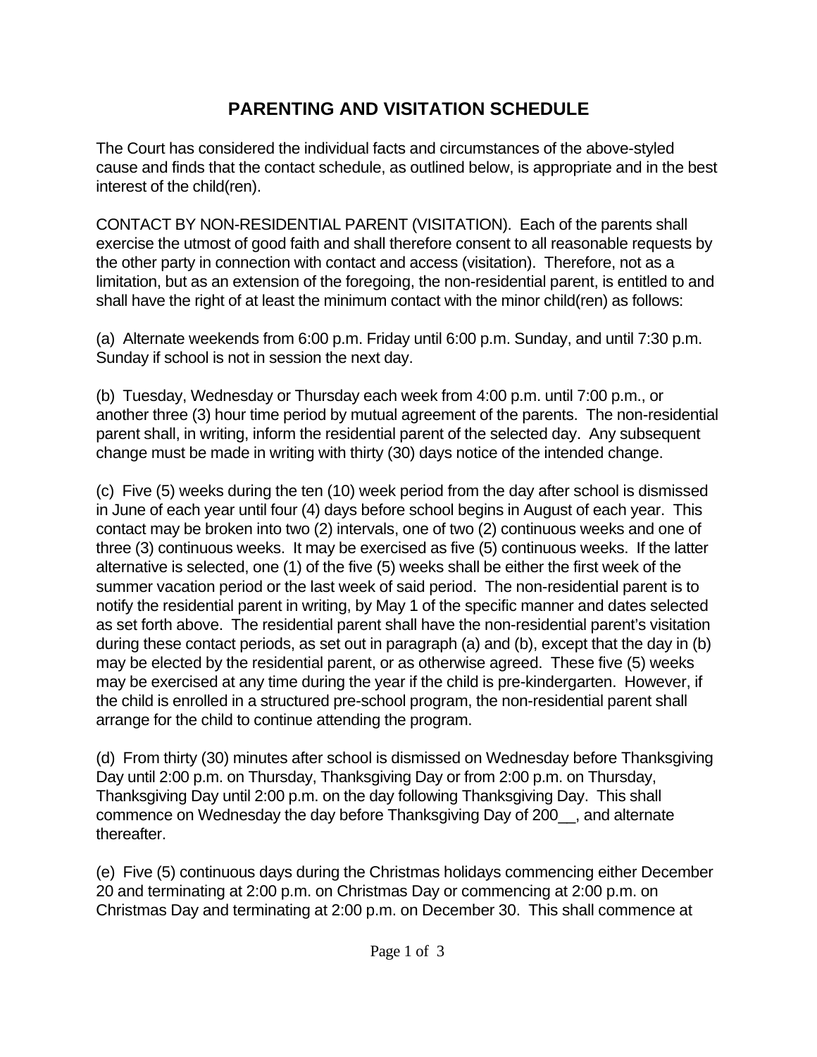# PARENTING AND VISITATION SCHEDULE

The Court has considered the individual facts and circumstances of the above-styled cause and finds that the contact schedule, as outlined below, is appropriate and in the best interest of the child(ren).

CONTACT BY NON-RESIDENTIAL PARENT (VISITATION). Each of the parents shall exercise the utmost of good faith and shall therefore consent to all reasonable requests by the other party in connection with contact and access (visitation). Therefore, not as a limitation, but as an extension of the foregoing, the non-residential parent, is entitled to and shall have the right of at least the minimum contact with the minor child(ren) as follows:

(a) Alternate weekends from 6:00 p.m. Friday until 6:00 p.m. Sunday, and until 7:30 p.m. Sunday if school is not in session the next day.

(b) Tuesday, Wednesday or Thursday each week from 4:00 p.m. until 7:00 p.m., or another three (3) hour time period by mutual agreement of the parents. The non-residential parent shall, in writing, inform the residential parent of the selected day. Any subsequent change must be made in writing with thirty (30) days notice of the intended change.

(c) Five (5) weeks during the ten (10) week period from the day after school is dismissed in June of each year until four (4) days before school begins in August of each year. This contact may be broken into two (2) intervals, one of two (2) continuous weeks and one of three (3) continuous weeks. It may be exercised as five (5) continuous weeks. If the latter alternative is selected, one (1) of the five (5) weeks shall be either the first week of the summer vacation period or the last week of said period. The non-residential parent is to notify the residential parent in writing, by May 1 of the specific manner and dates selected as set forth above. The residential parent shall have the non-residential parent's visitation during these contact periods, as set out in paragraph (a) and (b), except that the day in (b) may be elected by the residential parent, or as otherwise agreed. These five (5) weeks may be exercised at any time during the year if the child is pre-kindergarten. However, if the child is enrolled in a structured pre-school program, the non-residential parent shall arrange for the child to continue attending the program.

(d) From thirty (30) minutes after school is dismissed on Wednesday before Thanksgiving Day until 2:00 p.m. on Thursday, Thanksgiving Day or from 2:00 p.m. on Thursday, Thanksgiving Day until 2:00 p.m. on the day following Thanksgiving Day. This shall commence on Wednesday the day before Thanksgiving Day of 200__, and alternate thereafter.

(e) Five (5) continuous days during the Christmas holidays commencing either December 20 and terminating at 2:00 p.m. on Christmas Day or commencing at 2:00 p.m. on Christmas Day and terminating at 2:00 p.m. on December 30. This shall commence at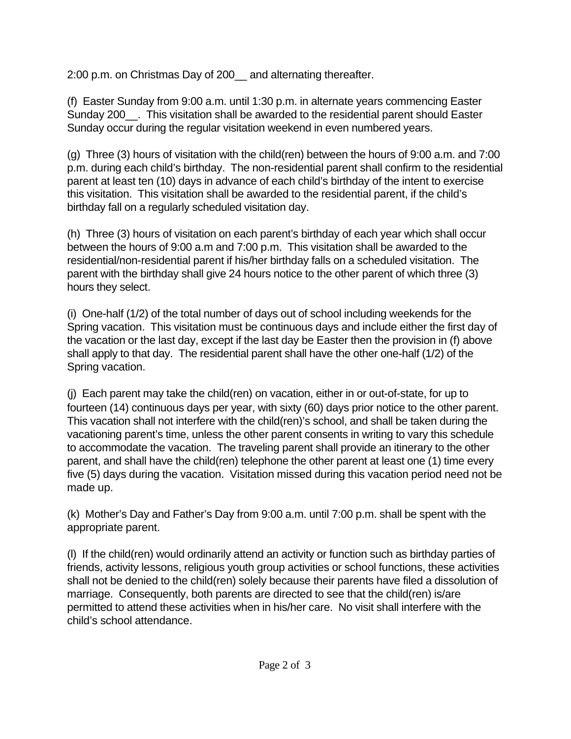2:00 p.m. on Christmas Day of 200__ and alternating thereafter.

(f) Easter Sunday from 9:00 a.m. until 1:30 p.m. in alternate years commencing Easter Sunday 200__. This visitation shall be awarded to the residential parent should Easter Sunday occur during the regular visitation weekend in even numbered years.

(g) Three (3) hours of visitation with the child(ren) between the hours of 9:00 a.m. and 7:00 p.m. during each child's birthday. The non-residential parent shall confirm to the residential parent at least ten (10) days in advance of each child's birthday of the intent to exercise this visitation. This visitation shall be awarded to the residential parent, if the child's birthday fall on a regularly scheduled visitation day.

(h) Three (3) hours of visitation on each parent's birthday of each year which shall occur between the hours of 9:00 a.m and 7:00 p.m. This visitation shall be awarded to the residential/non-residential parent if his/her birthday falls on a scheduled visitation. The parent with the birthday shall give 24 hours notice to the other parent of which three (3) hours they select.

(i) One-half (1/2) of the total number of days out of school including weekends for the Spring vacation. This visitation must be continuous days and include either the first day of the vacation or the last day, except if the last day be Easter then the provision in (f) above shall apply to that day. The residential parent shall have the other one-half (1/2) of the Spring vacation.

(j) Each parent may take the child(ren) on vacation, either in or out-of-state, for up to fourteen (14) continuous days per year, with sixty (60) days prior notice to the other parent. This vacation shall not interfere with the child(ren)'s school, and shall be taken during the vacationing parent's time, unless the other parent consents in writing to vary this schedule to accommodate the vacation. The traveling parent shall provide an itinerary to the other parent, and shall have the child(ren) telephone the other parent at least one (1) time every five (5) days during the vacation. Visitation missed during this vacation period need not be made up.

(k) Mother's Day and Father's Day from 9:00 a.m. until 7:00 p.m. shall be spent with the appropriate parent.

(l) If the child(ren) would ordinarily attend an activity or function such as birthday parties of friends, activity lessons, religious youth group activities or school functions, these activities shall not be denied to the child(ren) solely because their parents have filed a dissolution of marriage. Consequently, both parents are directed to see that the child(ren) is/are permitted to attend these activities when in his/her care. No visit shall interfere with the child's school attendance.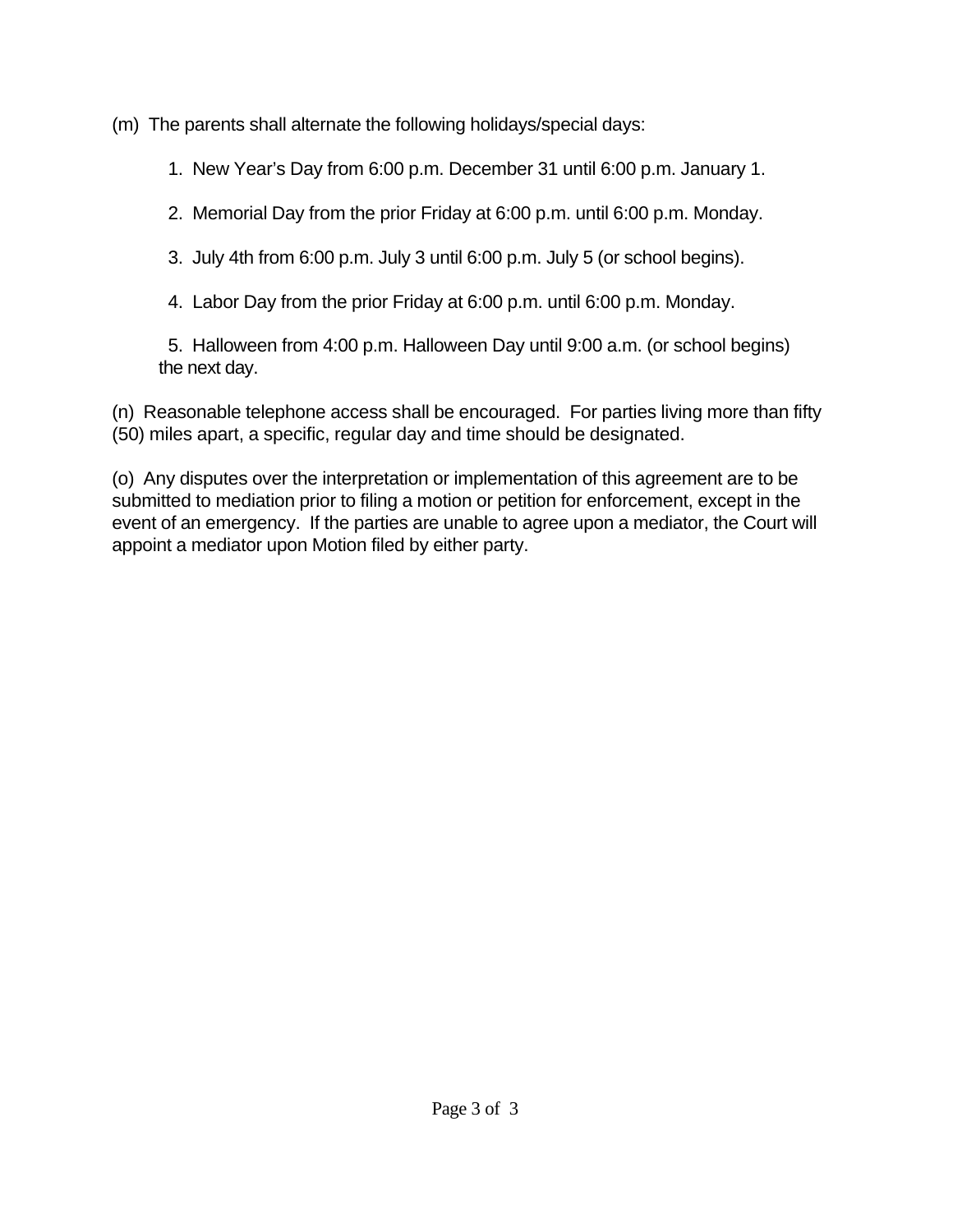(m) The parents shall alternate the following holidays/special days:

1. New Year's Day from 6:00 p.m. December 31 until 6:00 p.m. January 1.

2. Memorial Day from the prior Friday at 6:00 p.m. until 6:00 p.m. Monday.

3. July 4th from 6:00 p.m. July 3 until 6:00 p.m. July 5 (or school begins).

4. Labor Day from the prior Friday at 6:00 p.m. until 6:00 p.m. Monday.

5. Halloween from 4:00 p.m. Halloween Day until 9:00 a.m. (or school begins) the next day.

(n) Reasonable telephone access shall be encouraged. For parties living more than fifty (50) miles apart, a specific, regular day and time should be designated.

(o) Any disputes over the interpretation or implementation of this agreement are to be submitted to mediation prior to filing a motion or petition for enforcement, except in the event of an emergency. If the parties are unable to agree upon a mediator, the Court will appoint a mediator upon Motion filed by either party.